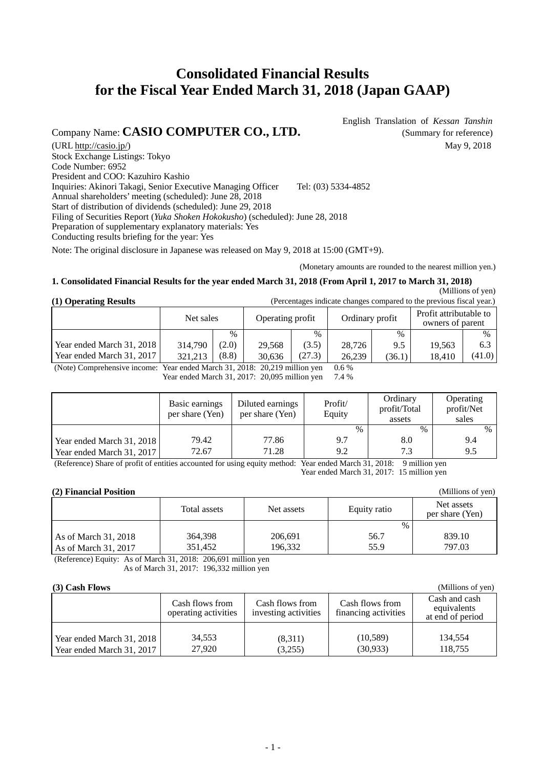# Consolidated Financial Results for the Fiscal Year Ended March 31, 2018 (Japan GAAP)

English Translation of *Kessan Tanshin*
(Summary for reference)
May 9, 2018

Company Name: **CASIO COMPUTER CO., LTD.**
(URL http://casio.jp/)
Stock Exchange Listings: Tokyo
Code Number: 6952
President and COO: Kazuhiro Kashio
Inquiries: Akinori Takagi, Senior Executive Managing Officer　Tel: (03) 5334-4852
Annual shareholders' meeting (scheduled): June 28, 2018
Start of distribution of dividends (scheduled): June 29, 2018
Filing of Securities Report (*Yuka Shoken Hokokusho*) (scheduled): June 28, 2018
Preparation of supplementary explanatory materials: Yes
Conducting results briefing for the year: Yes

Note: The original disclosure in Japanese was released on May 9, 2018 at 15:00 (GMT+9).

(Monetary amounts are rounded to the nearest million yen.)

### 1. Consolidated Financial Results for the year ended March 31, 2018 (From April 1, 2017 to March 31, 2018)

(Millions of yen)

**(1) Operating Results**　(Percentages indicate changes compared to the previous fiscal year.)

| | Net sales | | Operating profit | | Ordinary profit | | Profit attributable to owners of parent | |
|---|---|---|---|---|---|---|---|---|
| | | % | | % | | % | | % |
| Year ended March 31, 2018 | 314,790 | (2.0) | 29,568 | (3.5) | 28,726 | 9.5 | 19,563 | 6.3 |
| Year ended March 31, 2017 | 321,213 | (8.8) | 30,636 | (27.3) | 26,239 | (36.1) | 18,410 | (41.0) |

(Note) Comprehensive income: Year ended March 31, 2018: 20,219 million yen　0.6 %
Year ended March 31, 2017: 20,095 million yen　7.4 %

| | Basic earnings per share (Yen) | Diluted earnings per share (Yen) | Profit/ Equity | Ordinary profit/Total assets | Operating profit/Net sales |
|---|---|---|---|---|---|
| | | | % | % | % |
| Year ended March 31, 2018 | 79.42 | 77.86 | 9.7 | 8.0 | 9.4 |
| Year ended March 31, 2017 | 72.67 | 71.28 | 9.2 | 7.3 | 9.5 |

(Reference) Share of profit of entities accounted for using equity method: Year ended March 31, 2018: 9 million yen
Year ended March 31, 2017: 15 million yen

**(2) Financial Position**　(Millions of yen)

| | Total assets | Net assets | Equity ratio | Net assets per share (Yen) |
|---|---|---|---|---|
| | | | % | |
| As of March 31, 2018 | 364,398 | 206,691 | 56.7 | 839.10 |
| As of March 31, 2017 | 351,452 | 196,332 | 55.9 | 797.03 |

(Reference) Equity: As of March 31, 2018: 206,691 million yen
As of March 31, 2017: 196,332 million yen

**(3) Cash Flows**　(Millions of yen)

| | Cash flows from operating activities | Cash flows from investing activities | Cash flows from financing activities | Cash and cash equivalents at end of period |
|---|---|---|---|---|
| Year ended March 31, 2018 | 34,553 | (8,311) | (10,589) | 134,554 |
| Year ended March 31, 2017 | 27,920 | (3,255) | (30,933) | 118,755 |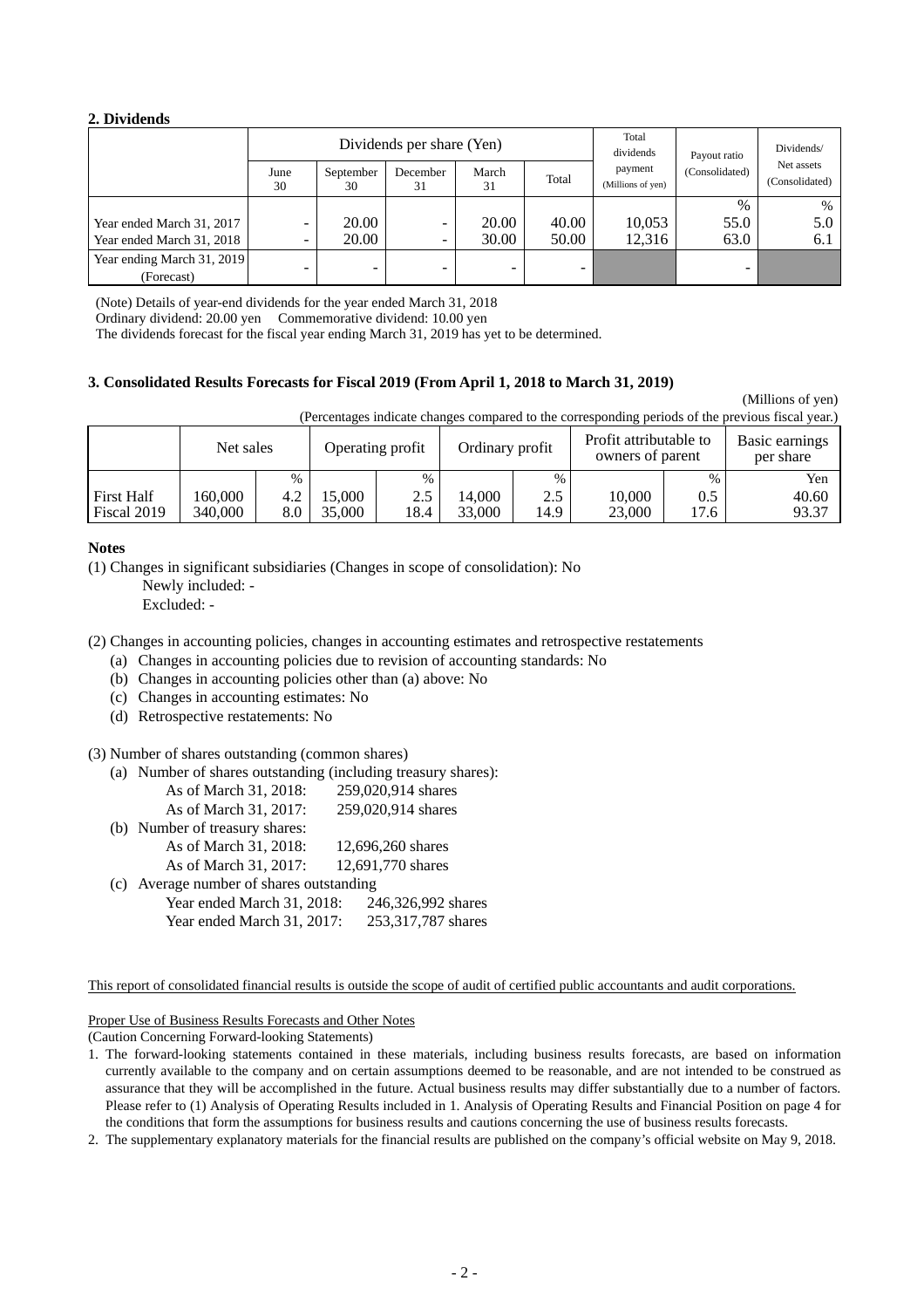## 2. Dividends

| | Dividends per share (Yen) | | | | | Total dividends payment (Millions of yen) | Payout ratio (Consolidated) | Dividends/ Net assets (Consolidated) |
|---|---|---|---|---|---|---|---|---|
| | June 30 | September 30 | December 31 | March 31 | Total | | | |
| | | | | | | | % | % |
| Year ended March 31, 2017 | - | 20.00 | - | 20.00 | 40.00 | 10,053 | 55.0 | 5.0 |
| Year ended March 31, 2018 | - | 20.00 | - | 30.00 | 50.00 | 12,316 | 63.0 | 6.1 |
| Year ending March 31, 2019 (Forecast) | - | - | - | - | - | | - | |

(Note) Details of year-end dividends for the year ended March 31, 2018
Ordinary dividend: 20.00 yen  Commemorative dividend: 10.00 yen
The dividends forecast for the fiscal year ending March 31, 2019 has yet to be determined.

## 3. Consolidated Results Forecasts for Fiscal 2019 (From April 1, 2018 to March 31, 2019)

(Millions of yen)
(Percentages indicate changes compared to the corresponding periods of the previous fiscal year.)

| | Net sales | | Operating profit | | Ordinary profit | | Profit attributable to owners of parent | | Basic earnings per share |
|---|---|---|---|---|---|---|---|---|---|
| | | % | | % | | % | | % | Yen |
| First Half | 160,000 | 4.2 | 15,000 | 2.5 | 14,000 | 2.5 | 10,000 | 0.5 | 40.60 |
| Fiscal 2019 | 340,000 | 8.0 | 35,000 | 18.4 | 33,000 | 14.9 | 23,000 | 17.6 | 93.37 |

**Notes**

(1) Changes in significant subsidiaries (Changes in scope of consolidation): No
  Newly included: -
  Excluded: -

(2) Changes in accounting policies, changes in accounting estimates and retrospective restatements
  (a) Changes in accounting policies due to revision of accounting standards: No
  (b) Changes in accounting policies other than (a) above: No
  (c) Changes in accounting estimates: No
  (d) Retrospective restatements: No

(3) Number of shares outstanding (common shares)
  (a) Number of shares outstanding (including treasury shares):
    As of March 31, 2018: 259,020,914 shares
    As of March 31, 2017: 259,020,914 shares
  (b) Number of treasury shares:
    As of March 31, 2018: 12,696,260 shares
    As of March 31, 2017: 12,691,770 shares
  (c) Average number of shares outstanding
    Year ended March 31, 2018: 246,326,992 shares
    Year ended March 31, 2017: 253,317,787 shares

This report of consolidated financial results is outside the scope of audit of certified public accountants and audit corporations.

Proper Use of Business Results Forecasts and Other Notes
(Caution Concerning Forward-looking Statements)

1. The forward-looking statements contained in these materials, including business results forecasts, are based on information currently available to the company and on certain assumptions deemed to be reasonable, and are not intended to be construed as assurance that they will be accomplished in the future. Actual business results may differ substantially due to a number of factors. Please refer to (1) Analysis of Operating Results included in 1. Analysis of Operating Results and Financial Position on page 4 for the conditions that form the assumptions for business results and cautions concerning the use of business results forecasts.
2. The supplementary explanatory materials for the financial results are published on the company's official website on May 9, 2018.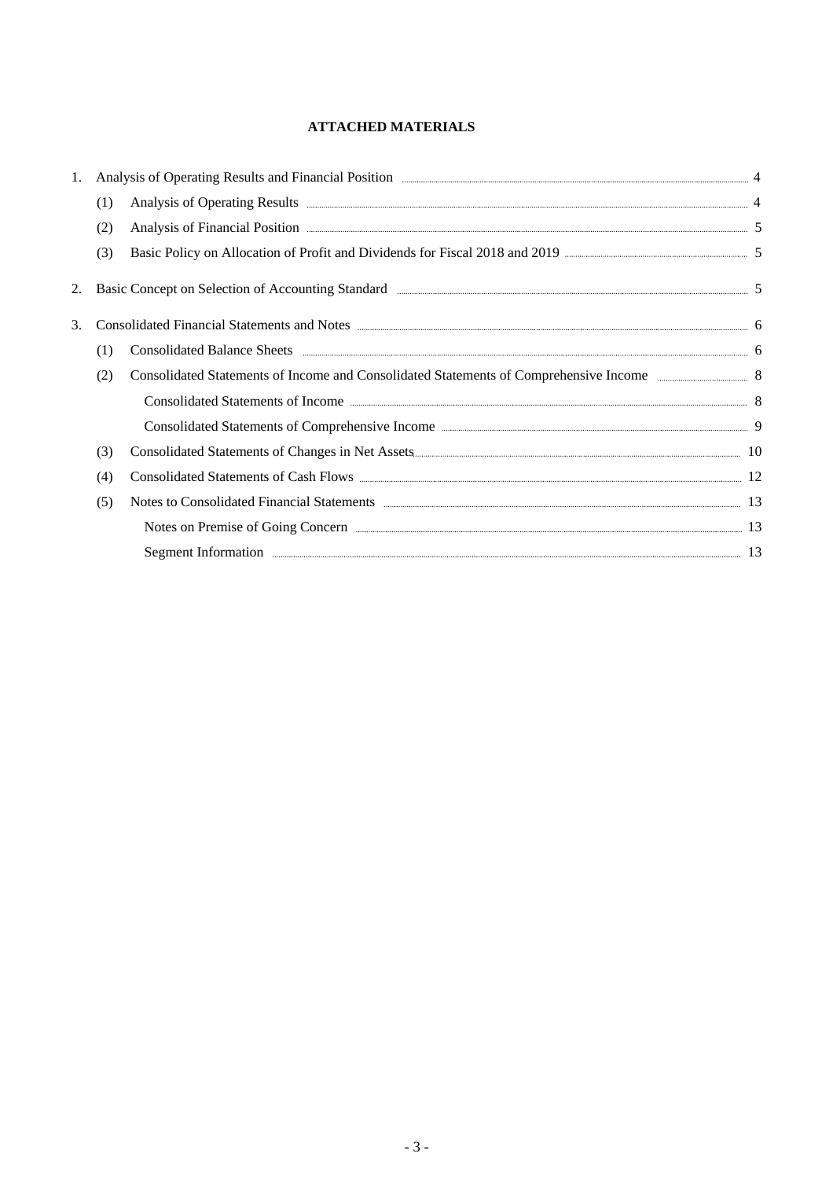# ATTACHED MATERIALS

| | | |
|---|---|---|
| 1. | Analysis of Operating Results and Financial Position | 4 |
| | (1) Analysis of Operating Results | 4 |
| | (2) Analysis of Financial Position | 5 |
| | (3) Basic Policy on Allocation of Profit and Dividends for Fiscal 2018 and 2019 | 5 |
| 2. | Basic Concept on Selection of Accounting Standard | 5 |
| 3. | Consolidated Financial Statements and Notes | 6 |
| | (1) Consolidated Balance Sheets | 6 |
| | (2) Consolidated Statements of Income and Consolidated Statements of Comprehensive Income | 8 |
| | Consolidated Statements of Income | 8 |
| | Consolidated Statements of Comprehensive Income | 9 |
| | (3) Consolidated Statements of Changes in Net Assets | 10 |
| | (4) Consolidated Statements of Cash Flows | 12 |
| | (5) Notes to Consolidated Financial Statements | 13 |
| | Notes on Premise of Going Concern | 13 |
| | Segment Information | 13 |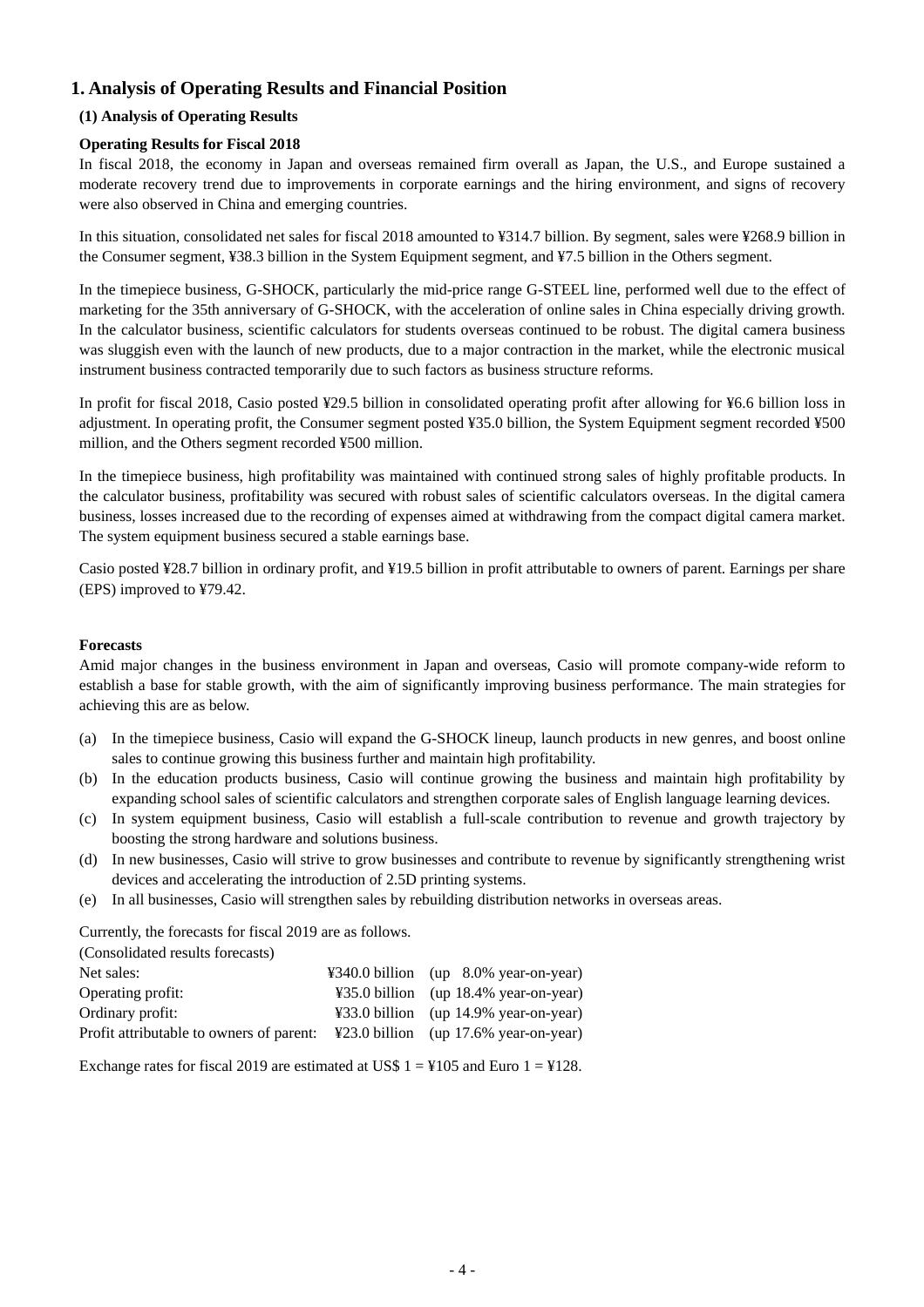# 1. Analysis of Operating Results and Financial Position

## (1) Analysis of Operating Results

### Operating Results for Fiscal 2018

In fiscal 2018, the economy in Japan and overseas remained firm overall as Japan, the U.S., and Europe sustained a moderate recovery trend due to improvements in corporate earnings and the hiring environment, and signs of recovery were also observed in China and emerging countries.

In this situation, consolidated net sales for fiscal 2018 amounted to ¥314.7 billion. By segment, sales were ¥268.9 billion in the Consumer segment, ¥38.3 billion in the System Equipment segment, and ¥7.5 billion in the Others segment.

In the timepiece business, G-SHOCK, particularly the mid-price range G-STEEL line, performed well due to the effect of marketing for the 35th anniversary of G-SHOCK, with the acceleration of online sales in China especially driving growth. In the calculator business, scientific calculators for students overseas continued to be robust. The digital camera business was sluggish even with the launch of new products, due to a major contraction in the market, while the electronic musical instrument business contracted temporarily due to such factors as business structure reforms.

In profit for fiscal 2018, Casio posted ¥29.5 billion in consolidated operating profit after allowing for ¥6.6 billion loss in adjustment. In operating profit, the Consumer segment posted ¥35.0 billion, the System Equipment segment recorded ¥500 million, and the Others segment recorded ¥500 million.

In the timepiece business, high profitability was maintained with continued strong sales of highly profitable products. In the calculator business, profitability was secured with robust sales of scientific calculators overseas. In the digital camera business, losses increased due to the recording of expenses aimed at withdrawing from the compact digital camera market. The system equipment business secured a stable earnings base.

Casio posted ¥28.7 billion in ordinary profit, and ¥19.5 billion in profit attributable to owners of parent. Earnings per share (EPS) improved to ¥79.42.

### Forecasts

Amid major changes in the business environment in Japan and overseas, Casio will promote company-wide reform to establish a base for stable growth, with the aim of significantly improving business performance. The main strategies for achieving this are as below.

(a) In the timepiece business, Casio will expand the G-SHOCK lineup, launch products in new genres, and boost online sales to continue growing this business further and maintain high profitability.
(b) In the education products business, Casio will continue growing the business and maintain high profitability by expanding school sales of scientific calculators and strengthen corporate sales of English language learning devices.
(c) In system equipment business, Casio will establish a full-scale contribution to revenue and growth trajectory by boosting the strong hardware and solutions business.
(d) In new businesses, Casio will strive to grow businesses and contribute to revenue by significantly strengthening wrist devices and accelerating the introduction of 2.5D printing systems.
(e) In all businesses, Casio will strengthen sales by rebuilding distribution networks in overseas areas.

Currently, the forecasts for fiscal 2019 are as follows.

(Consolidated results forecasts)

| | | |
|---|---|---|
| Net sales: | ¥340.0 billion | (up 8.0% year-on-year) |
| Operating profit: | ¥35.0 billion | (up 18.4% year-on-year) |
| Ordinary profit: | ¥33.0 billion | (up 14.9% year-on-year) |
| Profit attributable to owners of parent: | ¥23.0 billion | (up 17.6% year-on-year) |

Exchange rates for fiscal 2019 are estimated at US$ 1 = ¥105 and Euro 1 = ¥128.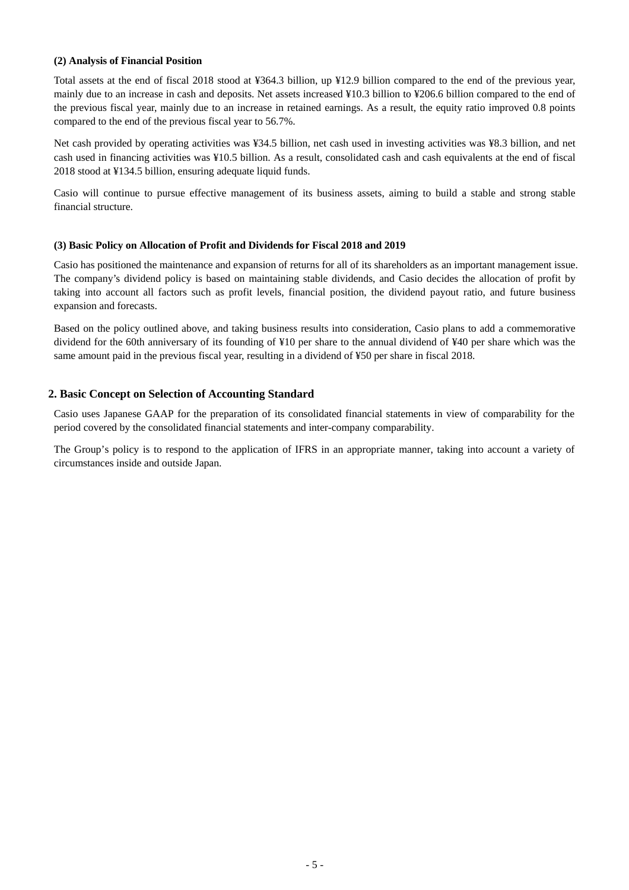### (2) Analysis of Financial Position

Total assets at the end of fiscal 2018 stood at ¥364.3 billion, up ¥12.9 billion compared to the end of the previous year, mainly due to an increase in cash and deposits. Net assets increased ¥10.3 billion to ¥206.6 billion compared to the end of the previous fiscal year, mainly due to an increase in retained earnings. As a result, the equity ratio improved 0.8 points compared to the end of the previous fiscal year to 56.7%.

Net cash provided by operating activities was ¥34.5 billion, net cash used in investing activities was ¥8.3 billion, and net cash used in financing activities was ¥10.5 billion. As a result, consolidated cash and cash equivalents at the end of fiscal 2018 stood at ¥134.5 billion, ensuring adequate liquid funds.

Casio will continue to pursue effective management of its business assets, aiming to build a stable and strong stable financial structure.

### (3) Basic Policy on Allocation of Profit and Dividends for Fiscal 2018 and 2019

Casio has positioned the maintenance and expansion of returns for all of its shareholders as an important management issue. The company's dividend policy is based on maintaining stable dividends, and Casio decides the allocation of profit by taking into account all factors such as profit levels, financial position, the dividend payout ratio, and future business expansion and forecasts.

Based on the policy outlined above, and taking business results into consideration, Casio plans to add a commemorative dividend for the 60th anniversary of its founding of ¥10 per share to the annual dividend of ¥40 per share which was the same amount paid in the previous fiscal year, resulting in a dividend of ¥50 per share in fiscal 2018.

## 2. Basic Concept on Selection of Accounting Standard

Casio uses Japanese GAAP for the preparation of its consolidated financial statements in view of comparability for the period covered by the consolidated financial statements and inter-company comparability.

The Group's policy is to respond to the application of IFRS in an appropriate manner, taking into account a variety of circumstances inside and outside Japan.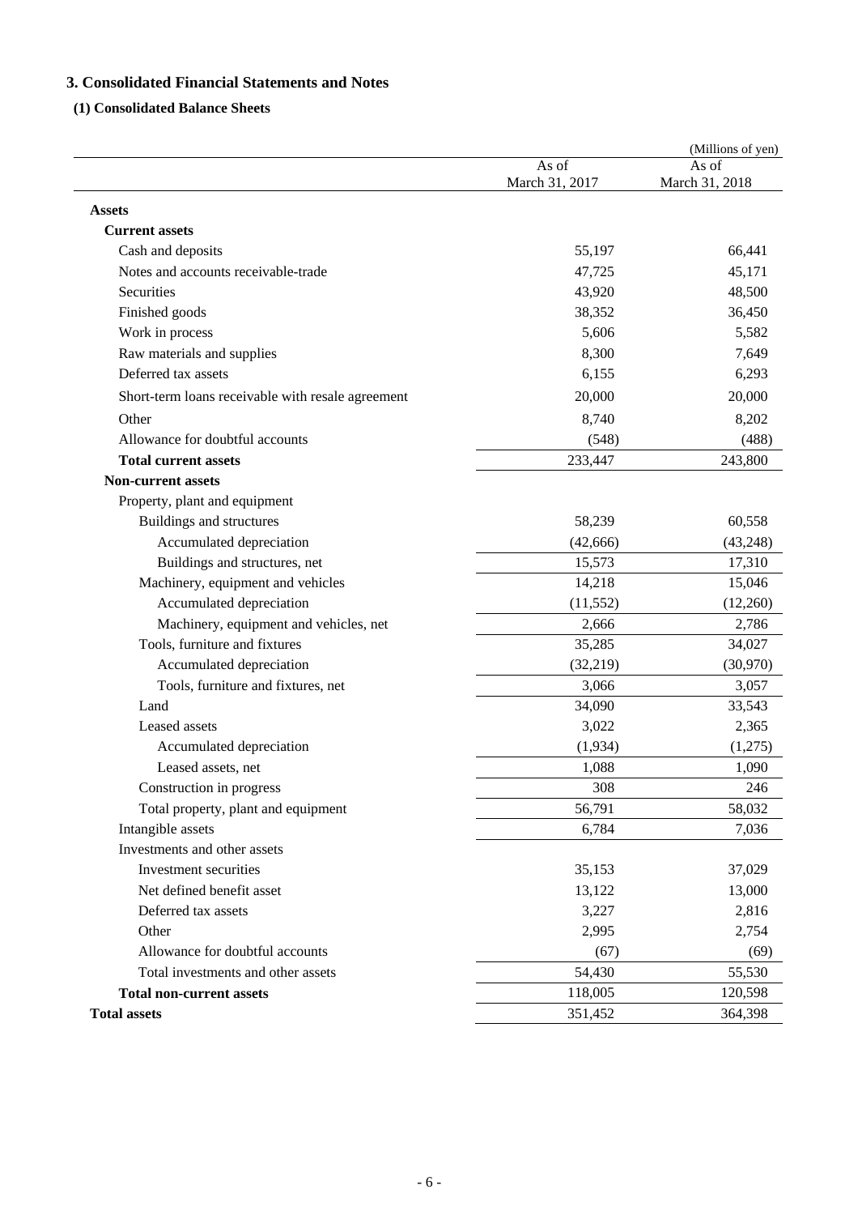## 3. Consolidated Financial Statements and Notes

### (1) Consolidated Balance Sheets

(Millions of yen)

| | As of March 31, 2017 | As of March 31, 2018 |
|---|---|---|
| **Assets** | | |
| **Current assets** | | |
| Cash and deposits | 55,197 | 66,441 |
| Notes and accounts receivable-trade | 47,725 | 45,171 |
| Securities | 43,920 | 48,500 |
| Finished goods | 38,352 | 36,450 |
| Work in process | 5,606 | 5,582 |
| Raw materials and supplies | 8,300 | 7,649 |
| Deferred tax assets | 6,155 | 6,293 |
| Short-term loans receivable with resale agreement | 20,000 | 20,000 |
| Other | 8,740 | 8,202 |
| Allowance for doubtful accounts | (548) | (488) |
| **Total current assets** | 233,447 | 243,800 |
| **Non-current assets** | | |
| Property, plant and equipment | | |
| Buildings and structures | 58,239 | 60,558 |
| Accumulated depreciation | (42,666) | (43,248) |
| Buildings and structures, net | 15,573 | 17,310 |
| Machinery, equipment and vehicles | 14,218 | 15,046 |
| Accumulated depreciation | (11,552) | (12,260) |
| Machinery, equipment and vehicles, net | 2,666 | 2,786 |
| Tools, furniture and fixtures | 35,285 | 34,027 |
| Accumulated depreciation | (32,219) | (30,970) |
| Tools, furniture and fixtures, net | 3,066 | 3,057 |
| Land | 34,090 | 33,543 |
| Leased assets | 3,022 | 2,365 |
| Accumulated depreciation | (1,934) | (1,275) |
| Leased assets, net | 1,088 | 1,090 |
| Construction in progress | 308 | 246 |
| Total property, plant and equipment | 56,791 | 58,032 |
| Intangible assets | 6,784 | 7,036 |
| Investments and other assets | | |
| Investment securities | 35,153 | 37,029 |
| Net defined benefit asset | 13,122 | 13,000 |
| Deferred tax assets | 3,227 | 2,816 |
| Other | 2,995 | 2,754 |
| Allowance for doubtful accounts | (67) | (69) |
| Total investments and other assets | 54,430 | 55,530 |
| **Total non-current assets** | 118,005 | 120,598 |
| **Total assets** | 351,452 | 364,398 |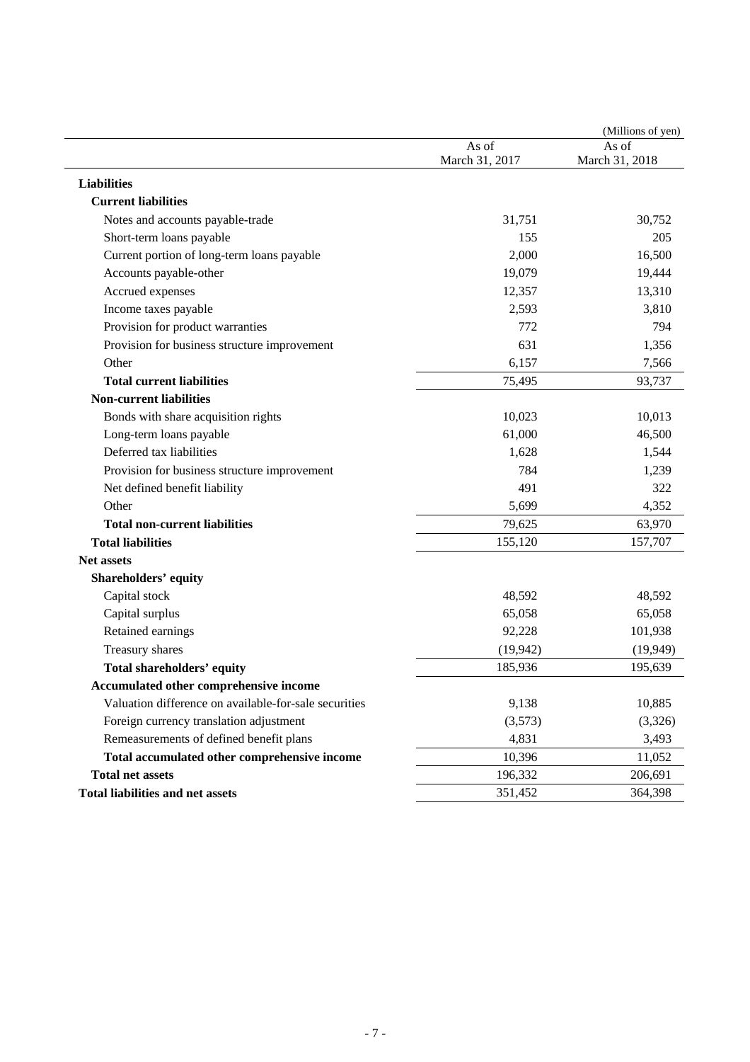(Millions of yen)

| | As of March 31, 2017 | As of March 31, 2018 |
|---|---|---|
| **Liabilities** | | |
| **Current liabilities** | | |
| Notes and accounts payable-trade | 31,751 | 30,752 |
| Short-term loans payable | 155 | 205 |
| Current portion of long-term loans payable | 2,000 | 16,500 |
| Accounts payable-other | 19,079 | 19,444 |
| Accrued expenses | 12,357 | 13,310 |
| Income taxes payable | 2,593 | 3,810 |
| Provision for product warranties | 772 | 794 |
| Provision for business structure improvement | 631 | 1,356 |
| Other | 6,157 | 7,566 |
| **Total current liabilities** | 75,495 | 93,737 |
| **Non-current liabilities** | | |
| Bonds with share acquisition rights | 10,023 | 10,013 |
| Long-term loans payable | 61,000 | 46,500 |
| Deferred tax liabilities | 1,628 | 1,544 |
| Provision for business structure improvement | 784 | 1,239 |
| Net defined benefit liability | 491 | 322 |
| Other | 5,699 | 4,352 |
| **Total non-current liabilities** | 79,625 | 63,970 |
| **Total liabilities** | 155,120 | 157,707 |
| **Net assets** | | |
| **Shareholders' equity** | | |
| Capital stock | 48,592 | 48,592 |
| Capital surplus | 65,058 | 65,058 |
| Retained earnings | 92,228 | 101,938 |
| Treasury shares | (19,942) | (19,949) |
| **Total shareholders' equity** | 185,936 | 195,639 |
| **Accumulated other comprehensive income** | | |
| Valuation difference on available-for-sale securities | 9,138 | 10,885 |
| Foreign currency translation adjustment | (3,573) | (3,326) |
| Remeasurements of defined benefit plans | 4,831 | 3,493 |
| **Total accumulated other comprehensive income** | 10,396 | 11,052 |
| **Total net assets** | 196,332 | 206,691 |
| **Total liabilities and net assets** | 351,452 | 364,398 |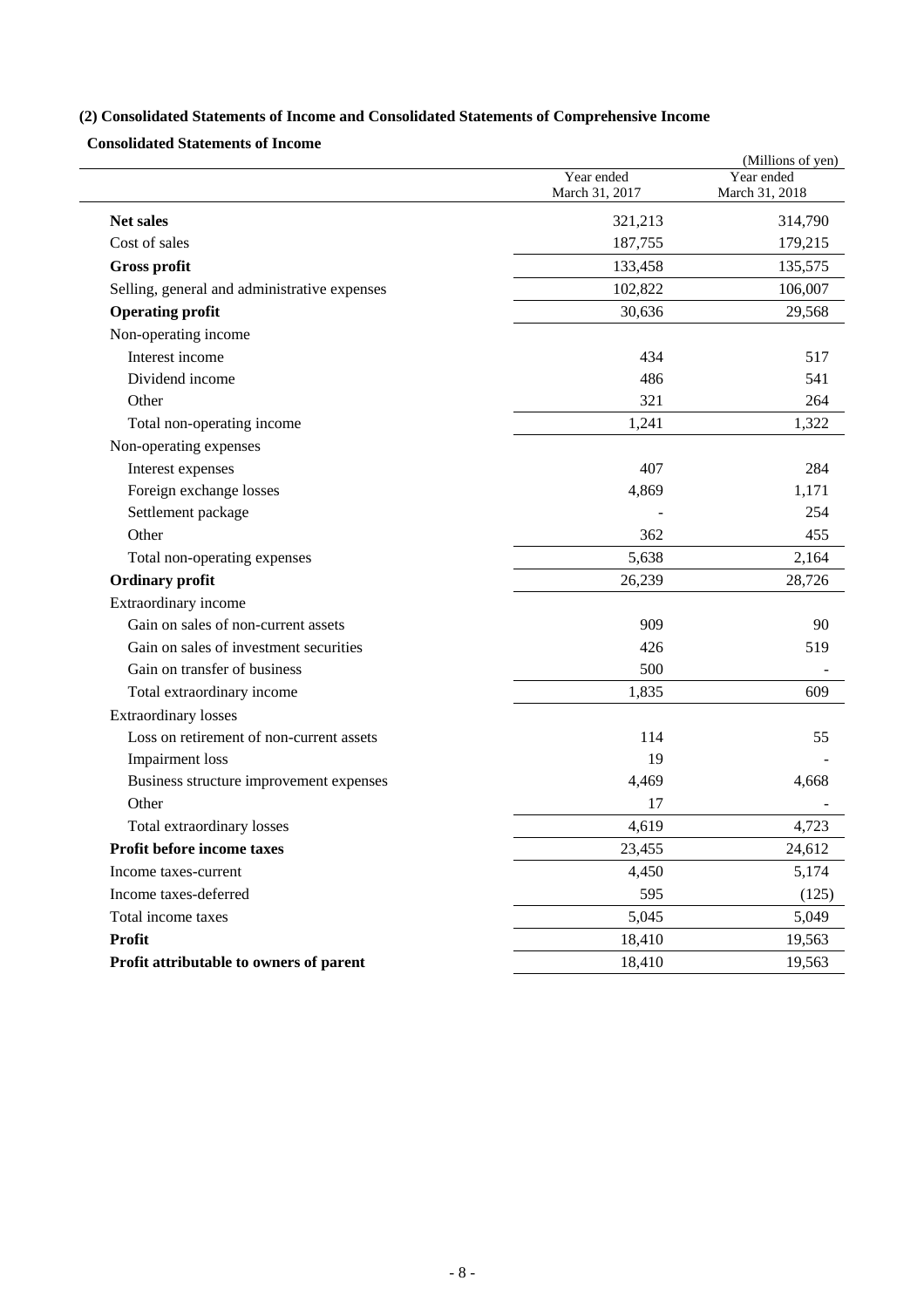### (2) Consolidated Statements of Income and Consolidated Statements of Comprehensive Income

**Consolidated Statements of Income**

(Millions of yen)

| | Year ended March 31, 2017 | Year ended March 31, 2018 |
|---|---|---|
| **Net sales** | 321,213 | 314,790 |
| Cost of sales | 187,755 | 179,215 |
| **Gross profit** | 133,458 | 135,575 |
| Selling, general and administrative expenses | 102,822 | 106,007 |
| **Operating profit** | 30,636 | 29,568 |
| Non-operating income | | |
| Interest income | 434 | 517 |
| Dividend income | 486 | 541 |
| Other | 321 | 264 |
| Total non-operating income | 1,241 | 1,322 |
| Non-operating expenses | | |
| Interest expenses | 407 | 284 |
| Foreign exchange losses | 4,869 | 1,171 |
| Settlement package | - | 254 |
| Other | 362 | 455 |
| Total non-operating expenses | 5,638 | 2,164 |
| **Ordinary profit** | 26,239 | 28,726 |
| Extraordinary income | | |
| Gain on sales of non-current assets | 909 | 90 |
| Gain on sales of investment securities | 426 | 519 |
| Gain on transfer of business | 500 | - |
| Total extraordinary income | 1,835 | 609 |
| Extraordinary losses | | |
| Loss on retirement of non-current assets | 114 | 55 |
| Impairment loss | 19 | - |
| Business structure improvement expenses | 4,469 | 4,668 |
| Other | 17 | - |
| Total extraordinary losses | 4,619 | 4,723 |
| **Profit before income taxes** | 23,455 | 24,612 |
| Income taxes-current | 4,450 | 5,174 |
| Income taxes-deferred | 595 | (125) |
| Total income taxes | 5,045 | 5,049 |
| **Profit** | 18,410 | 19,563 |
| **Profit attributable to owners of parent** | 18,410 | 19,563 |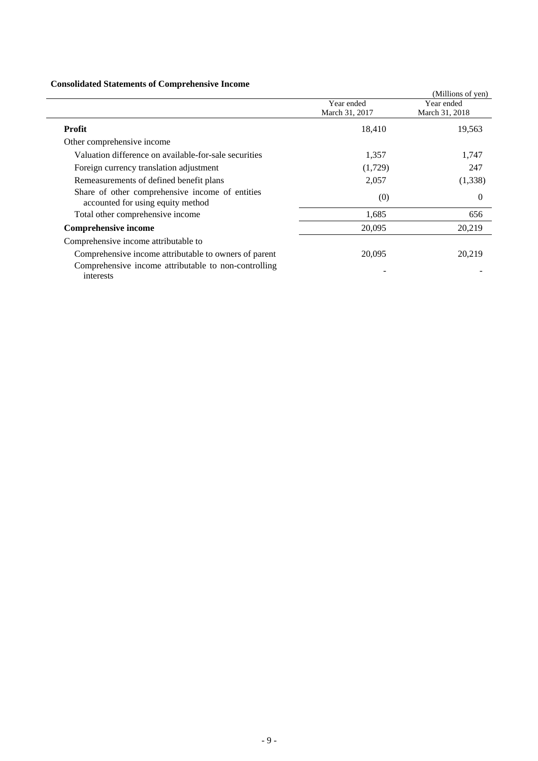**Consolidated Statements of Comprehensive Income**

(Millions of yen)

| | Year ended March 31, 2017 | Year ended March 31, 2018 |
|---|---|---|
| **Profit** | 18,410 | 19,563 |
| Other comprehensive income | | |
| Valuation difference on available-for-sale securities | 1,357 | 1,747 |
| Foreign currency translation adjustment | (1,729) | 247 |
| Remeasurements of defined benefit plans | 2,057 | (1,338) |
| Share of other comprehensive income of entities accounted for using equity method | (0) | 0 |
| Total other comprehensive income | 1,685 | 656 |
| **Comprehensive income** | 20,095 | 20,219 |
| Comprehensive income attributable to | | |
| Comprehensive income attributable to owners of parent | 20,095 | 20,219 |
| Comprehensive income attributable to non-controlling interests | - | - |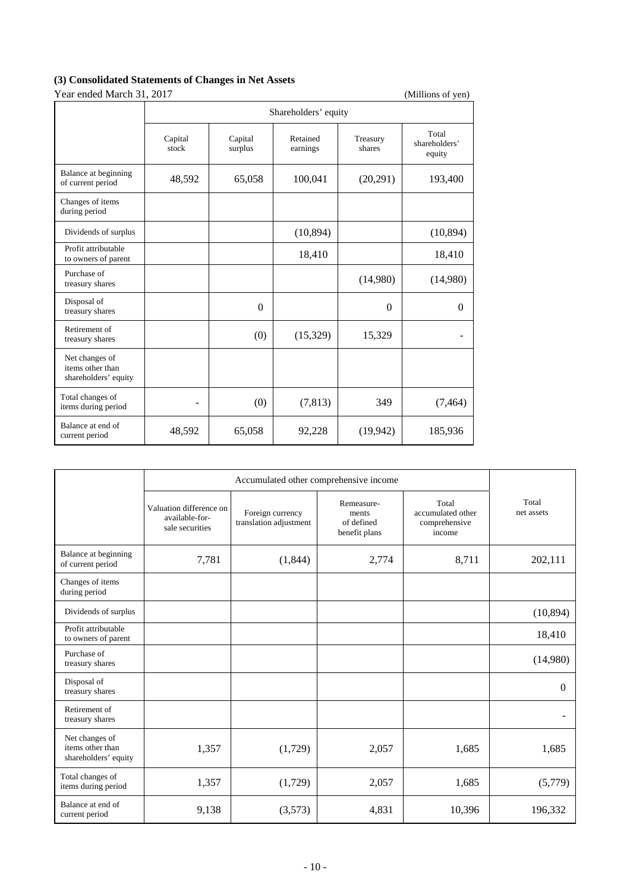### (3) Consolidated Statements of Changes in Net Assets

Year ended March 31, 2017 (Millions of yen)

| | Shareholders' equity | | | | |
|---|---|---|---|---|---|
| | Capital stock | Capital surplus | Retained earnings | Treasury shares | Total shareholders' equity |
| Balance at beginning of current period | 48,592 | 65,058 | 100,041 | (20,291) | 193,400 |
| Changes of items during period | | | | | |
| Dividends of surplus | | | (10,894) | | (10,894) |
| Profit attributable to owners of parent | | | 18,410 | | 18,410 |
| Purchase of treasury shares | | | | (14,980) | (14,980) |
| Disposal of treasury shares | | 0 | | 0 | 0 |
| Retirement of treasury shares | | (0) | (15,329) | 15,329 | - |
| Net changes of items other than shareholders' equity | | | | | |
| Total changes of items during period | - | (0) | (7,813) | 349 | (7,464) |
| Balance at end of current period | 48,592 | 65,058 | 92,228 | (19,942) | 185,936 |

| | Accumulated other comprehensive income | | | | Total net assets |
|---|---|---|---|---|---|
| | Valuation difference on available-for-sale securities | Foreign currency translation adjustment | Remeasurements of defined benefit plans | Total accumulated other comprehensive income | |
| Balance at beginning of current period | 7,781 | (1,844) | 2,774 | 8,711 | 202,111 |
| Changes of items during period | | | | | |
| Dividends of surplus | | | | | (10,894) |
| Profit attributable to owners of parent | | | | | 18,410 |
| Purchase of treasury shares | | | | | (14,980) |
| Disposal of treasury shares | | | | | 0 |
| Retirement of treasury shares | | | | | - |
| Net changes of items other than shareholders' equity | 1,357 | (1,729) | 2,057 | 1,685 | 1,685 |
| Total changes of items during period | 1,357 | (1,729) | 2,057 | 1,685 | (5,779) |
| Balance at end of current period | 9,138 | (3,573) | 4,831 | 10,396 | 196,332 |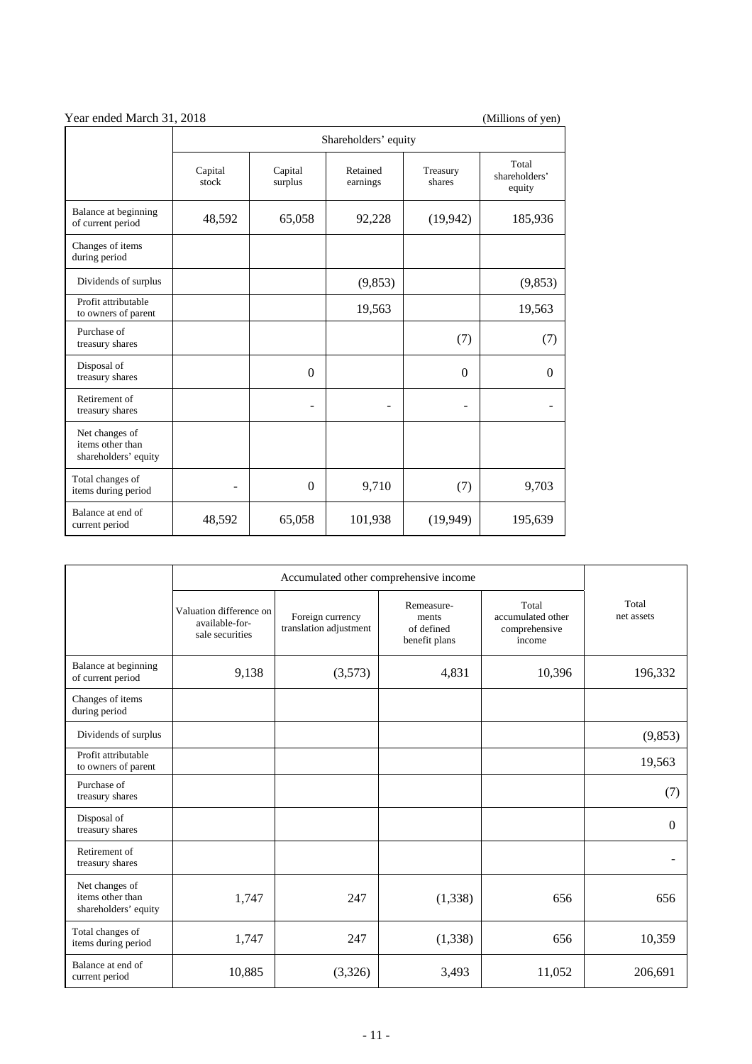Year ended March 31, 2018 (Millions of yen)

| | Shareholders' equity | | | | |
|---|---|---|---|---|---|
| | Capital stock | Capital surplus | Retained earnings | Treasury shares | Total shareholders' equity |
| Balance at beginning of current period | 48,592 | 65,058 | 92,228 | (19,942) | 185,936 |
| Changes of items during period | | | | | |
| Dividends of surplus | | | (9,853) | | (9,853) |
| Profit attributable to owners of parent | | | 19,563 | | 19,563 |
| Purchase of treasury shares | | | | (7) | (7) |
| Disposal of treasury shares | | 0 | | 0 | 0 |
| Retirement of treasury shares | | - | - | - | - |
| Net changes of items other than shareholders' equity | | | | | |
| Total changes of items during period | - | 0 | 9,710 | (7) | 9,703 |
| Balance at end of current period | 48,592 | 65,058 | 101,938 | (19,949) | 195,639 |

| | Accumulated other comprehensive income | | | | Total net assets |
|---|---|---|---|---|---|
| | Valuation difference on available-for-sale securities | Foreign currency translation adjustment | Remeasurements of defined benefit plans | Total accumulated other comprehensive income | |
| Balance at beginning of current period | 9,138 | (3,573) | 4,831 | 10,396 | 196,332 |
| Changes of items during period | | | | | |
| Dividends of surplus | | | | | (9,853) |
| Profit attributable to owners of parent | | | | | 19,563 |
| Purchase of treasury shares | | | | | (7) |
| Disposal of treasury shares | | | | | 0 |
| Retirement of treasury shares | | | | | - |
| Net changes of items other than shareholders' equity | 1,747 | 247 | (1,338) | 656 | 656 |
| Total changes of items during period | 1,747 | 247 | (1,338) | 656 | 10,359 |
| Balance at end of current period | 10,885 | (3,326) | 3,493 | 11,052 | 206,691 |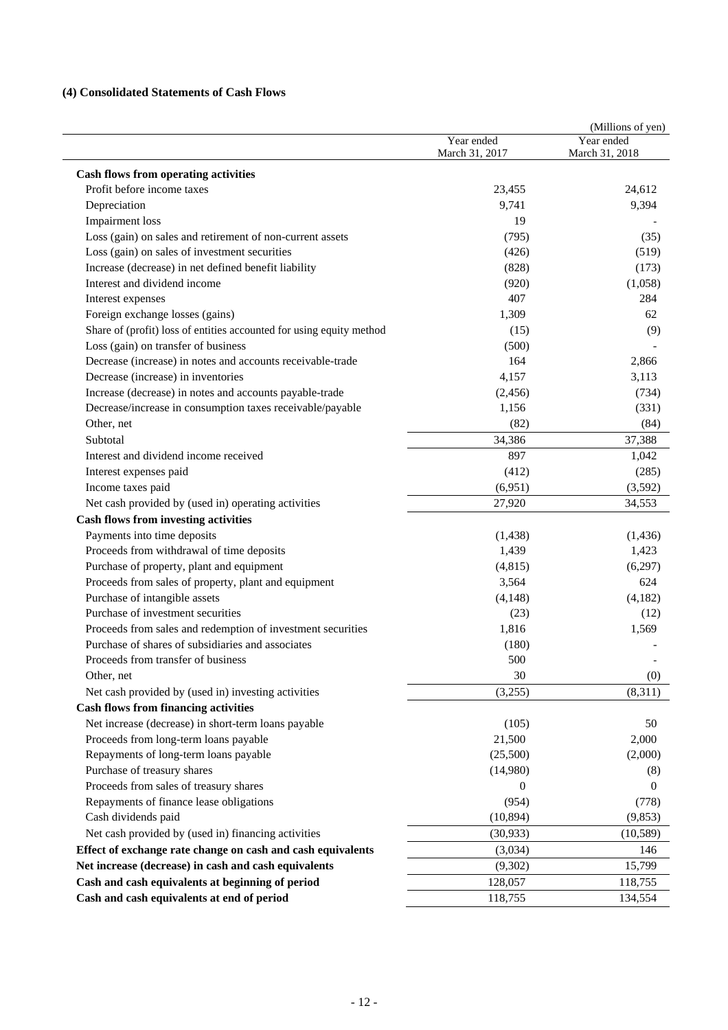### (4) Consolidated Statements of Cash Flows

(Millions of yen)

| | Year ended March 31, 2017 | Year ended March 31, 2018 |
|---|---|---|
| **Cash flows from operating activities** | | |
| Profit before income taxes | 23,455 | 24,612 |
| Depreciation | 9,741 | 9,394 |
| Impairment loss | 19 | - |
| Loss (gain) on sales and retirement of non-current assets | (795) | (35) |
| Loss (gain) on sales of investment securities | (426) | (519) |
| Increase (decrease) in net defined benefit liability | (828) | (173) |
| Interest and dividend income | (920) | (1,058) |
| Interest expenses | 407 | 284 |
| Foreign exchange losses (gains) | 1,309 | 62 |
| Share of (profit) loss of entities accounted for using equity method | (15) | (9) |
| Loss (gain) on transfer of business | (500) | - |
| Decrease (increase) in notes and accounts receivable-trade | 164 | 2,866 |
| Decrease (increase) in inventories | 4,157 | 3,113 |
| Increase (decrease) in notes and accounts payable-trade | (2,456) | (734) |
| Decrease/increase in consumption taxes receivable/payable | 1,156 | (331) |
| Other, net | (82) | (84) |
| Subtotal | 34,386 | 37,388 |
| Interest and dividend income received | 897 | 1,042 |
| Interest expenses paid | (412) | (285) |
| Income taxes paid | (6,951) | (3,592) |
| Net cash provided by (used in) operating activities | 27,920 | 34,553 |
| **Cash flows from investing activities** | | |
| Payments into time deposits | (1,438) | (1,436) |
| Proceeds from withdrawal of time deposits | 1,439 | 1,423 |
| Purchase of property, plant and equipment | (4,815) | (6,297) |
| Proceeds from sales of property, plant and equipment | 3,564 | 624 |
| Purchase of intangible assets | (4,148) | (4,182) |
| Purchase of investment securities | (23) | (12) |
| Proceeds from sales and redemption of investment securities | 1,816 | 1,569 |
| Purchase of shares of subsidiaries and associates | (180) | - |
| Proceeds from transfer of business | 500 | - |
| Other, net | 30 | (0) |
| Net cash provided by (used in) investing activities | (3,255) | (8,311) |
| **Cash flows from financing activities** | | |
| Net increase (decrease) in short-term loans payable | (105) | 50 |
| Proceeds from long-term loans payable | 21,500 | 2,000 |
| Repayments of long-term loans payable | (25,500) | (2,000) |
| Purchase of treasury shares | (14,980) | (8) |
| Proceeds from sales of treasury shares | 0 | 0 |
| Repayments of finance lease obligations | (954) | (778) |
| Cash dividends paid | (10,894) | (9,853) |
| Net cash provided by (used in) financing activities | (30,933) | (10,589) |
| **Effect of exchange rate change on cash and cash equivalents** | (3,034) | 146 |
| **Net increase (decrease) in cash and cash equivalents** | (9,302) | 15,799 |
| **Cash and cash equivalents at beginning of period** | 128,057 | 118,755 |
| **Cash and cash equivalents at end of period** | 118,755 | 134,554 |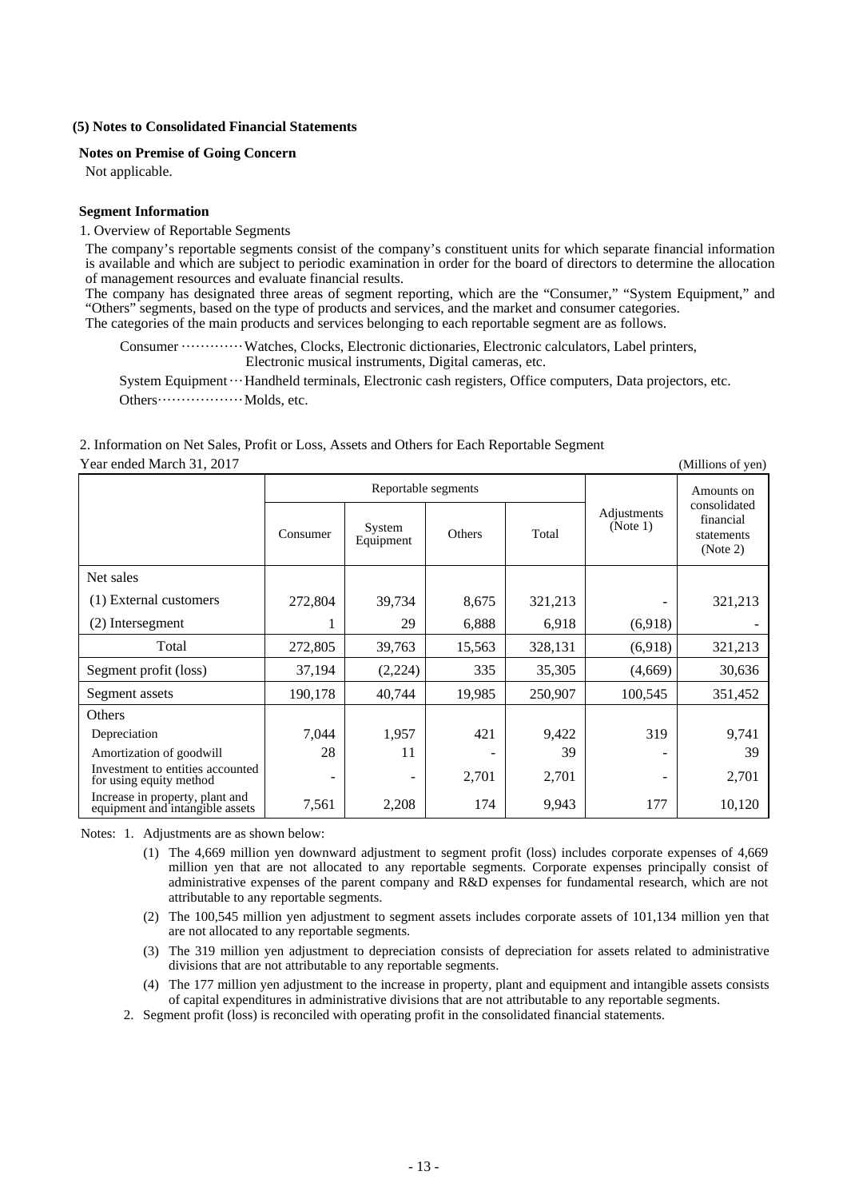### (5) Notes to Consolidated Financial Statements

**Notes on Premise of Going Concern**

Not applicable.

**Segment Information**

1. Overview of Reportable Segments

The company's reportable segments consist of the company's constituent units for which separate financial information is available and which are subject to periodic examination in order for the board of directors to determine the allocation of management resources and evaluate financial results.
The company has designated three areas of segment reporting, which are the "Consumer," "System Equipment," and "Others" segments, based on the type of products and services, and the market and consumer categories.
The categories of the main products and services belonging to each reportable segment are as follows.

Consumer ············ Watches, Clocks, Electronic dictionaries, Electronic calculators, Label printers, Electronic musical instruments, Digital cameras, etc.

System Equipment ··· Handheld terminals, Electronic cash registers, Office computers, Data projectors, etc.

Others················· Molds, etc.

2. Information on Net Sales, Profit or Loss, Assets and Others for Each Reportable Segment

Year ended March 31, 2017 (Millions of yen)

| | Reportable segments | | | | Adjustments (Note 1) | Amounts on consolidated financial statements (Note 2) |
|---|---|---|---|---|---|---|
| | Consumer | System Equipment | Others | Total | | |
| Net sales | | | | | | |
| (1) External customers | 272,804 | 39,734 | 8,675 | 321,213 | - | 321,213 |
| (2) Intersegment | 1 | 29 | 6,888 | 6,918 | (6,918) | - |
| Total | 272,805 | 39,763 | 15,563 | 328,131 | (6,918) | 321,213 |
| Segment profit (loss) | 37,194 | (2,224) | 335 | 35,305 | (4,669) | 30,636 |
| Segment assets | 190,178 | 40,744 | 19,985 | 250,907 | 100,545 | 351,452 |
| Others | | | | | | |
| Depreciation | 7,044 | 1,957 | 421 | 9,422 | 319 | 9,741 |
| Amortization of goodwill | 28 | 11 | - | 39 | - | 39 |
| Investment to entities accounted for using equity method | - | - | 2,701 | 2,701 | - | 2,701 |
| Increase in property, plant and equipment and intangible assets | 7,561 | 2,208 | 174 | 9,943 | 177 | 10,120 |

Notes: 1. Adjustments are as shown below:

(1) The 4,669 million yen downward adjustment to segment profit (loss) includes corporate expenses of 4,669 million yen that are not allocated to any reportable segments. Corporate expenses principally consist of administrative expenses of the parent company and R&D expenses for fundamental research, which are not attributable to any reportable segments.

(2) The 100,545 million yen adjustment to segment assets includes corporate assets of 101,134 million yen that are not allocated to any reportable segments.

(3) The 319 million yen adjustment to depreciation consists of depreciation for assets related to administrative divisions that are not attributable to any reportable segments.

(4) The 177 million yen adjustment to the increase in property, plant and equipment and intangible assets consists of capital expenditures in administrative divisions that are not attributable to any reportable segments.

2. Segment profit (loss) is reconciled with operating profit in the consolidated financial statements.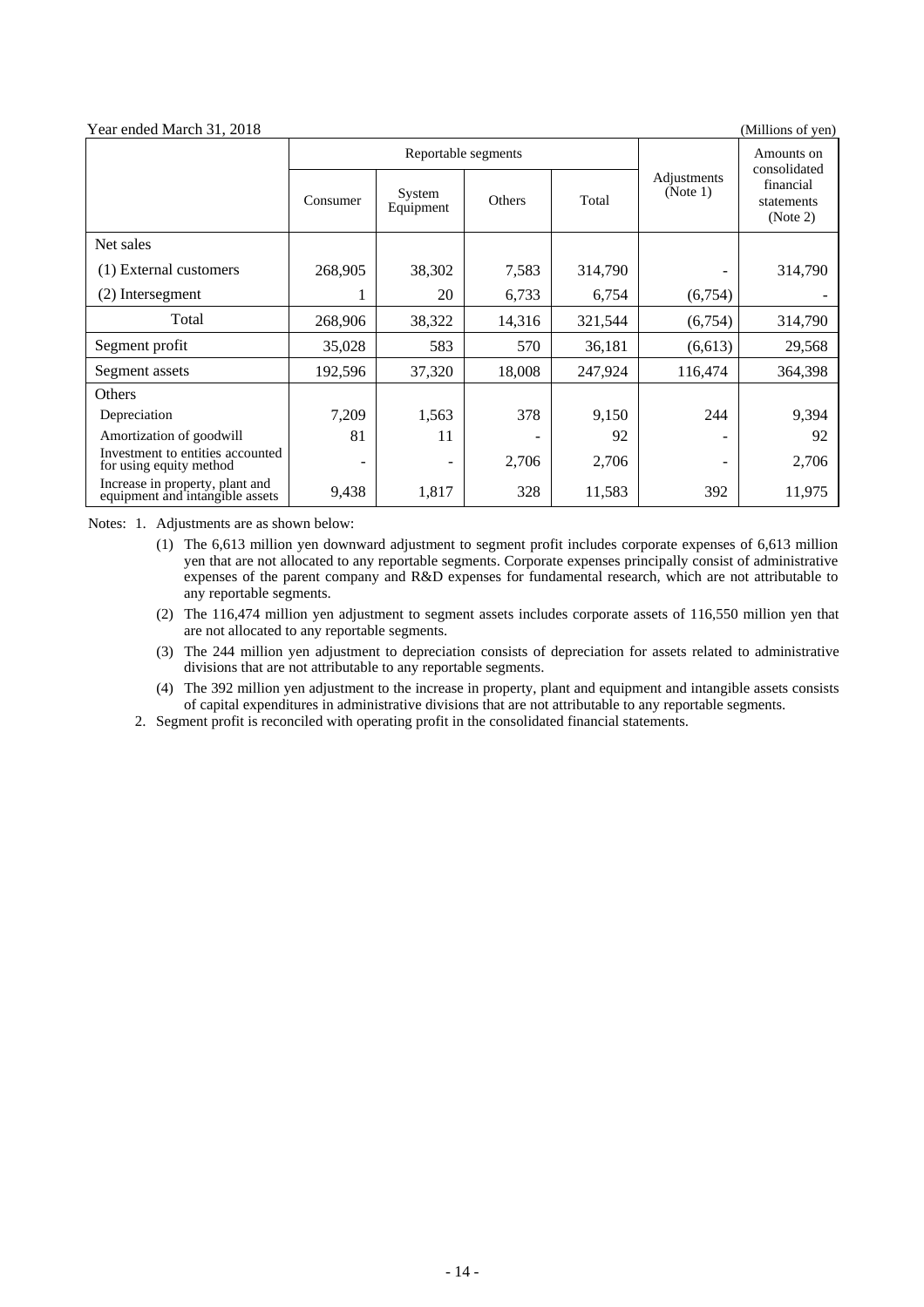Year ended March 31, 2018 (Millions of yen)

| | Reportable segments | | | | Adjustments (Note 1) | Amounts on consolidated financial statements (Note 2) |
|---|---|---|---|---|---|---|
| | Consumer | System Equipment | Others | Total | | |
| Net sales | | | | | | |
| (1) External customers | 268,905 | 38,302 | 7,583 | 314,790 | - | 314,790 |
| (2) Intersegment | 1 | 20 | 6,733 | 6,754 | (6,754) | - |
| Total | 268,906 | 38,322 | 14,316 | 321,544 | (6,754) | 314,790 |
| Segment profit | 35,028 | 583 | 570 | 36,181 | (6,613) | 29,568 |
| Segment assets | 192,596 | 37,320 | 18,008 | 247,924 | 116,474 | 364,398 |
| Others | | | | | | |
| Depreciation | 7,209 | 1,563 | 378 | 9,150 | 244 | 9,394 |
| Amortization of goodwill | 81 | 11 | - | 92 | - | 92 |
| Investment to entities accounted for using equity method | - | - | 2,706 | 2,706 | - | 2,706 |
| Increase in property, plant and equipment and intangible assets | 9,438 | 1,817 | 328 | 11,583 | 392 | 11,975 |

Notes: 1. Adjustments are as shown below:

(1) The 6,613 million yen downward adjustment to segment profit includes corporate expenses of 6,613 million yen that are not allocated to any reportable segments. Corporate expenses principally consist of administrative expenses of the parent company and R&D expenses for fundamental research, which are not attributable to any reportable segments.

(2) The 116,474 million yen adjustment to segment assets includes corporate assets of 116,550 million yen that are not allocated to any reportable segments.

(3) The 244 million yen adjustment to depreciation consists of depreciation for assets related to administrative divisions that are not attributable to any reportable segments.

(4) The 392 million yen adjustment to the increase in property, plant and equipment and intangible assets consists of capital expenditures in administrative divisions that are not attributable to any reportable segments.

2. Segment profit is reconciled with operating profit in the consolidated financial statements.